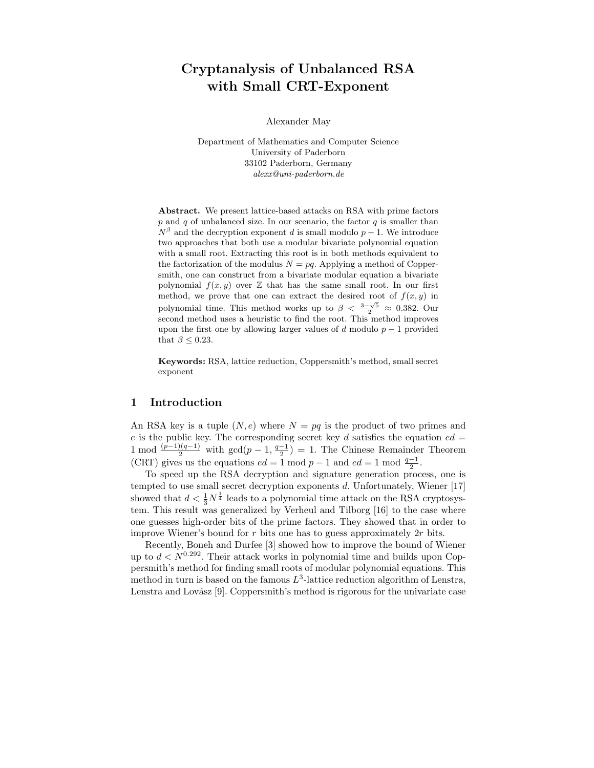# Cryptanalysis of Unbalanced RSA with Small CRT-Exponent

Alexander May

Department of Mathematics and Computer Science  
University of Paderborn  
33102 Paderborn, Germany  
*alexx@uni-paderborn.de*

**Abstract.** We present lattice-based attacks on RSA with prime factors $p$ and $q$ of unbalanced size. In our scenario, the factor $q$ is smaller than $N^\beta$ and the decryption exponent $d$ is small modulo $p-1$. We introduce two approaches that both use a modular bivariate polynomial equation with a small root. Extracting this root is in both methods equivalent to the factorization of the modulus $N = pq$. Applying a method of Coppersmith, one can construct from a bivariate modular equation a bivariate polynomial $f(x, y)$ over $\mathbb{Z}$ that has the same small root. In our first method, we prove that one can extract the desired root of $f(x, y)$ in polynomial time. This method works up to $\beta < \frac{3-\sqrt{5}}{2} \approx 0.382$. Our second method uses a heuristic to find the root. This method improves upon the first one by allowing larger values of $d$ modulo $p-1$ provided that $\beta \leq 0.23$.

**Keywords:** RSA, lattice reduction, Coppersmith's method, small secret exponent

## 1 Introduction

An RSA key is a tuple $(N, e)$ where $N = pq$ is the product of two primes and $e$ is the public key. The corresponding secret key $d$ satisfies the equation $ed = 1 \bmod \frac{(p-1)(q-1)}{2}$ with $\gcd(p-1, \frac{q-1}{2}) = 1$. The Chinese Remainder Theorem (CRT) gives us the equations $ed = 1 \bmod p-1$ and $ed = 1 \bmod \frac{q-1}{2}$.

To speed up the RSA decryption and signature generation process, one is tempted to use small secret decryption exponents $d$. Unfortunately, Wiener [17] showed that $d < \frac{1}{3}N^{\frac{1}{4}}$ leads to a polynomial time attack on the RSA cryptosystem. This result was generalized by Verheul and Tilborg [16] to the case where one guesses high-order bits of the prime factors. They showed that in order to improve Wiener's bound for $r$ bits one has to guess approximately $2r$ bits.

Recently, Boneh and Durfee [3] showed how to improve the bound of Wiener up to $d < N^{0.292}$. Their attack works in polynomial time and builds upon Coppersmith's method for finding small roots of modular polynomial equations. This method in turn is based on the famous $L^3$-lattice reduction algorithm of Lenstra, Lenstra and Lovász [9]. Coppersmith's method is rigorous for the univariate case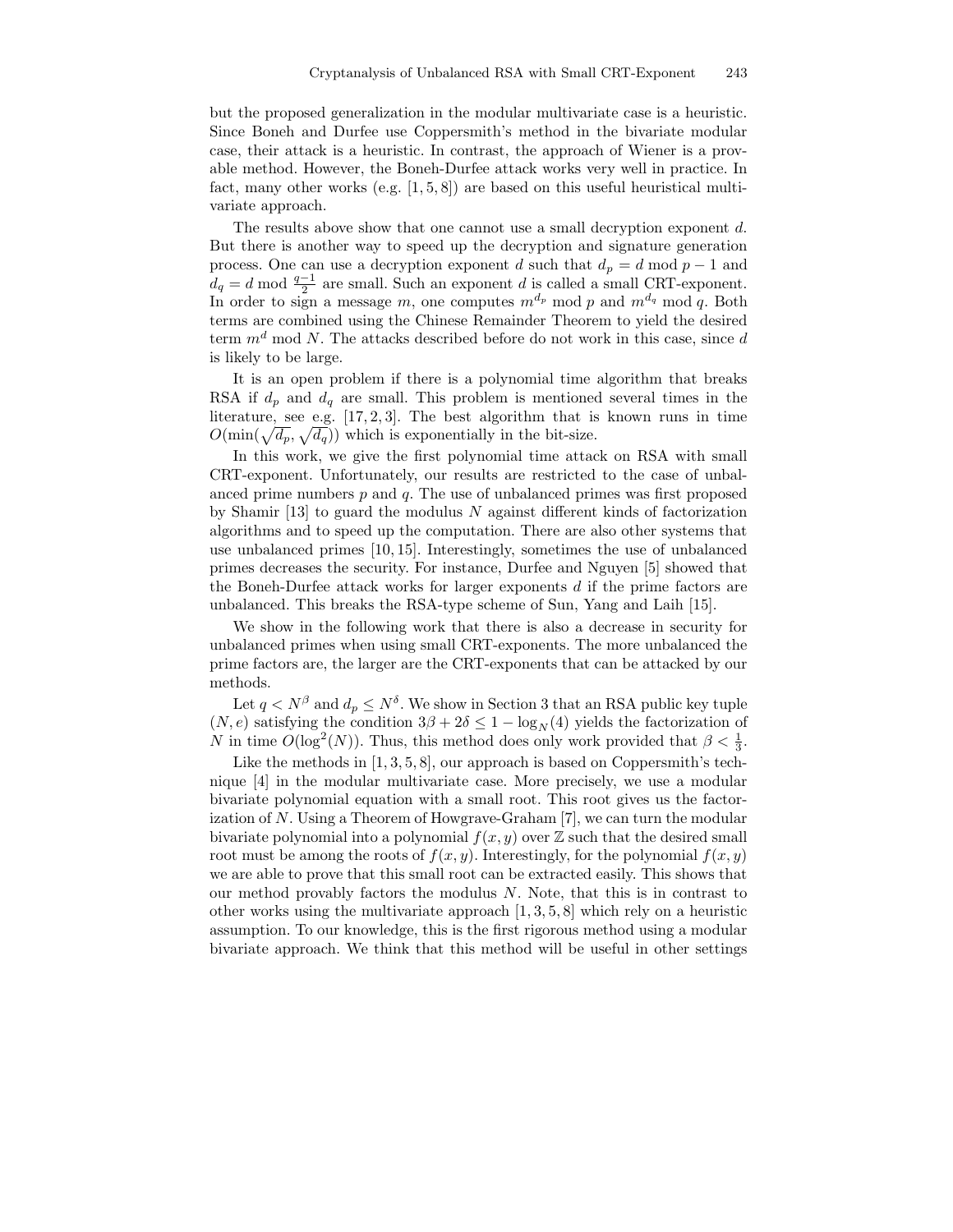but the proposed generalization in the modular multivariate case is a heuristic. Since Boneh and Durfee use Coppersmith's method in the bivariate modular case, their attack is a heuristic. In contrast, the approach of Wiener is a provable method. However, the Boneh-Durfee attack works very well in practice. In fact, many other works (e.g. [1, 5, 8]) are based on this useful heuristical multivariate approach.

The results above show that one cannot use a small decryption exponent $d$. But there is another way to speed up the decryption and signature generation process. One can use a decryption exponent $d$ such that $d_p = d \bmod p-1$ and $d_q = d \bmod \frac{q-1}{2}$ are small. Such an exponent $d$ is called a small CRT-exponent. In order to sign a message $m$, one computes $m^{d_p} \bmod p$ and $m^{d_q} \bmod q$. Both terms are combined using the Chinese Remainder Theorem to yield the desired term $m^d \bmod N$. The attacks described before do not work in this case, since $d$ is likely to be large.

It is an open problem if there is a polynomial time algorithm that breaks RSA if $d_p$ and $d_q$ are small. This problem is mentioned several times in the literature, see e.g. [17, 2, 3]. The best algorithm that is known runs in time $O(\min(\sqrt{d_p}, \sqrt{d_q}))$ which is exponentially in the bit-size.

In this work, we give the first polynomial time attack on RSA with small CRT-exponent. Unfortunately, our results are restricted to the case of unbalanced prime numbers $p$ and $q$. The use of unbalanced primes was first proposed by Shamir [13] to guard the modulus $N$ against different kinds of factorization algorithms and to speed up the computation. There are also other systems that use unbalanced primes [10, 15]. Interestingly, sometimes the use of unbalanced primes decreases the security. For instance, Durfee and Nguyen [5] showed that the Boneh-Durfee attack works for larger exponents $d$ if the prime factors are unbalanced. This breaks the RSA-type scheme of Sun, Yang and Laih [15].

We show in the following work that there is also a decrease in security for unbalanced primes when using small CRT-exponents. The more unbalanced the prime factors are, the larger are the CRT-exponents that can be attacked by our methods.

Let $q < N^\beta$ and $d_p \leq N^\delta$. We show in Section 3 that an RSA public key tuple $(N, e)$ satisfying the condition $3\beta + 2\delta \leq 1 - \log_N(4)$ yields the factorization of $N$ in time $O(\log^2(N))$. Thus, this method does only work provided that $\beta < \frac{1}{3}$.

Like the methods in [1, 3, 5, 8], our approach is based on Coppersmith's technique [4] in the modular multivariate case. More precisely, we use a modular bivariate polynomial equation with a small root. This root gives us the factorization of $N$. Using a Theorem of Howgrave-Graham [7], we can turn the modular bivariate polynomial into a polynomial $f(x, y)$ over $\mathbb{Z}$ such that the desired small root must be among the roots of $f(x, y)$. Interestingly, for the polynomial $f(x, y)$ we are able to prove that this small root can be extracted easily. This shows that our method provably factors the modulus $N$. Note, that this is in contrast to other works using the multivariate approach [1, 3, 5, 8] which rely on a heuristic assumption. To our knowledge, this is the first rigorous method using a modular bivariate approach. We think that this method will be useful in other settings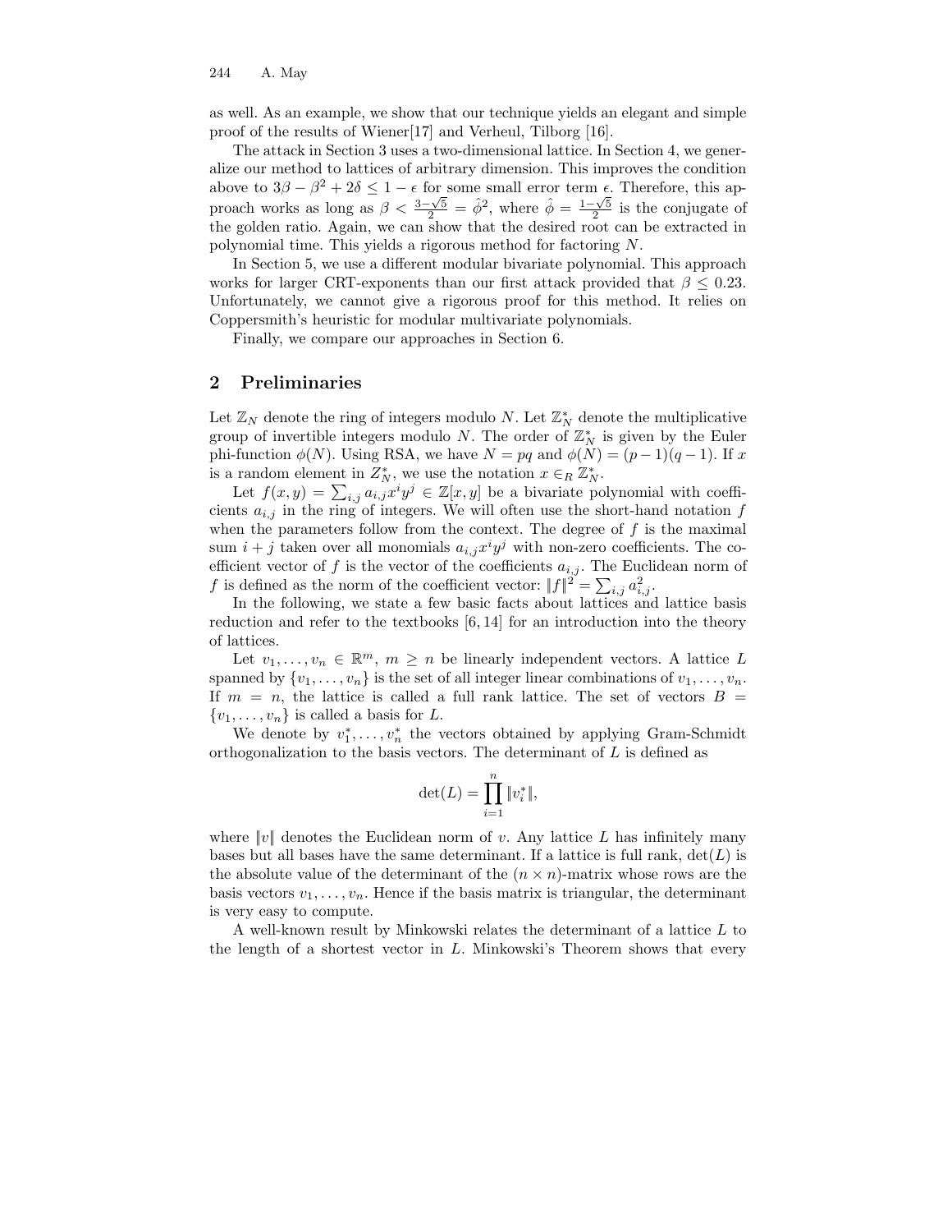as well. As an example, we show that our technique yields an elegant and simple proof of the results of Wiener[17] and Verheul, Tilborg [16].

The attack in Section 3 uses a two-dimensional lattice. In Section 4, we generalize our method to lattices of arbitrary dimension. This improves the condition above to $3\beta - \beta^2 + 2\delta \leq 1 - \epsilon$ for some small error term $\epsilon$. Therefore, this approach works as long as $\beta < \frac{3-\sqrt{5}}{2} = \hat{\phi}^2$, where $\hat{\phi} = \frac{1-\sqrt{5}}{2}$ is the conjugate of the golden ratio. Again, we can show that the desired root can be extracted in polynomial time. This yields a rigorous method for factoring $N$.

In Section 5, we use a different modular bivariate polynomial. This approach works for larger CRT-exponents than our first attack provided that $\beta \leq 0.23$. Unfortunately, we cannot give a rigorous proof for this method. It relies on Coppersmith's heuristic for modular multivariate polynomials.

Finally, we compare our approaches in Section 6.

## 2 Preliminaries

Let $\mathbb{Z}_N$ denote the ring of integers modulo $N$. Let $\mathbb{Z}_N^*$ denote the multiplicative group of invertible integers modulo $N$. The order of $\mathbb{Z}_N^*$ is given by the Euler phi-function $\phi(N)$. Using RSA, we have $N = pq$ and $\phi(N) = (p-1)(q-1)$. If $x$ is a random element in $Z_N^*$, we use the notation $x \in_R \mathbb{Z}_N^*$.

Let $f(x,y) = \sum_{i,j} a_{i,j} x^i y^j \in \mathbb{Z}[x,y]$ be a bivariate polynomial with coefficients $a_{i,j}$ in the ring of integers. We will often use the short-hand notation $f$ when the parameters follow from the context. The degree of $f$ is the maximal sum $i+j$ taken over all monomials $a_{i,j}x^i y^j$ with non-zero coefficients. The coefficient vector of $f$ is the vector of the coefficients $a_{i,j}$. The Euclidean norm of $f$ is defined as the norm of the coefficient vector: $\|f\|^2 = \sum_{i,j} a_{i,j}^2$.

In the following, we state a few basic facts about lattices and lattice basis reduction and refer to the textbooks [6, 14] for an introduction into the theory of lattices.

Let $v_1, \ldots, v_n \in \mathbb{R}^m$, $m \geq n$ be linearly independent vectors. A lattice $L$ spanned by $\{v_1, \ldots, v_n\}$ is the set of all integer linear combinations of $v_1, \ldots, v_n$. If $m = n$, the lattice is called a full rank lattice. The set of vectors $B = \{v_1, \ldots, v_n\}$ is called a basis for $L$.

We denote by $v_1^*, \ldots, v_n^*$ the vectors obtained by applying Gram-Schmidt orthogonalization to the basis vectors. The determinant of $L$ is defined as

$$\det(L) = \prod_{i=1}^{n} \|v_i^*\|,$$

where $\|v\|$ denotes the Euclidean norm of $v$. Any lattice $L$ has infinitely many bases but all bases have the same determinant. If a lattice is full rank, $\det(L)$ is the absolute value of the determinant of the $(n \times n)$-matrix whose rows are the basis vectors $v_1, \ldots, v_n$. Hence if the basis matrix is triangular, the determinant is very easy to compute.

A well-known result by Minkowski relates the determinant of a lattice $L$ to the length of a shortest vector in $L$. Minkowski's Theorem shows that every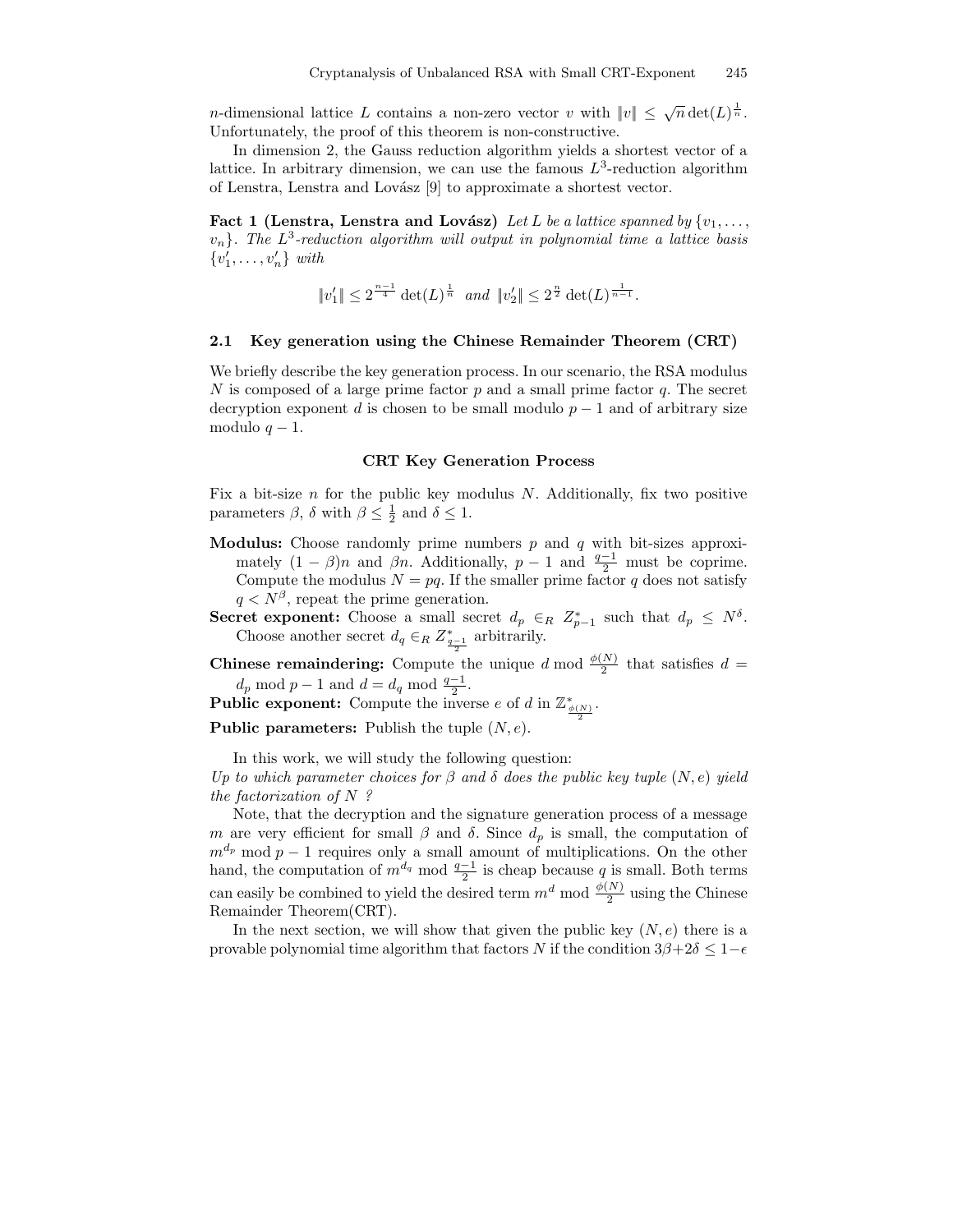$n$-dimensional lattice $L$ contains a non-zero vector $v$ with $\|v\| \leq \sqrt{n} \det(L)^{\frac{1}{n}}$. Unfortunately, the proof of this theorem is non-constructive.

In dimension 2, the Gauss reduction algorithm yields a shortest vector of a lattice. In arbitrary dimension, we can use the famous $L^3$-reduction algorithm of Lenstra, Lenstra and Lovász [9] to approximate a shortest vector.

**Fact 1 (Lenstra, Lenstra and Lovász)** *Let $L$ be a lattice spanned by $\{v_1, \ldots, v_n\}$. The $L^3$-reduction algorithm will output in polynomial time a lattice basis $\{v'_1, \ldots, v'_n\}$ with*

$$\|v'_1\| \leq 2^{\frac{n-1}{4}} \det(L)^{\frac{1}{n}} \quad \text{and} \quad \|v'_2\| \leq 2^{\frac{n}{2}} \det(L)^{\frac{1}{n-1}}.$$

### 2.1 Key generation using the Chinese Remainder Theorem (CRT)

We briefly describe the key generation process. In our scenario, the RSA modulus $N$ is composed of a large prime factor $p$ and a small prime factor $q$. The secret decryption exponent $d$ is chosen to be small modulo $p-1$ and of arbitrary size modulo $q-1$.

**CRT Key Generation Process**

Fix a bit-size $n$ for the public key modulus $N$. Additionally, fix two positive parameters $\beta$, $\delta$ with $\beta \leq \frac{1}{2}$ and $\delta \leq 1$.

**Modulus:** Choose randomly prime numbers $p$ and $q$ with bit-sizes approximately $(1-\beta)n$ and $\beta n$. Additionally, $p-1$ and $\frac{q-1}{2}$ must be coprime. Compute the modulus $N = pq$. If the smaller prime factor $q$ does not satisfy $q < N^{\beta}$, repeat the prime generation.

**Secret exponent:** Choose a small secret $d_p \in_R Z^*_{p-1}$ such that $d_p \leq N^{\delta}$. Choose another secret $d_q \in_R Z^*_{\frac{q-1}{2}}$ arbitrarily.

**Chinese remaindering:** Compute the unique $d \bmod \frac{\phi(N)}{2}$ that satisfies $d = d_p \bmod p-1$ and $d = d_q \bmod \frac{q-1}{2}$.

**Public exponent:** Compute the inverse $e$ of $d$ in $\mathbb{Z}^*_{\frac{\phi(N)}{2}}$.

**Public parameters:** Publish the tuple $(N, e)$.

In this work, we will study the following question:
*Up to which parameter choices for $\beta$ and $\delta$ does the public key tuple $(N, e)$ yield the factorization of $N$ ?*

Note, that the decryption and the signature generation process of a message $m$ are very efficient for small $\beta$ and $\delta$. Since $d_p$ is small, the computation of $m^{d_p} \bmod p-1$ requires only a small amount of multiplications. On the other hand, the computation of $m^{d_q} \bmod \frac{q-1}{2}$ is cheap because $q$ is small. Both terms can easily be combined to yield the desired term $m^d \bmod \frac{\phi(N)}{2}$ using the Chinese Remainder Theorem(CRT).

In the next section, we will show that given the public key $(N, e)$ there is a provable polynomial time algorithm that factors $N$ if the condition $3\beta + 2\delta \leq 1 - \epsilon$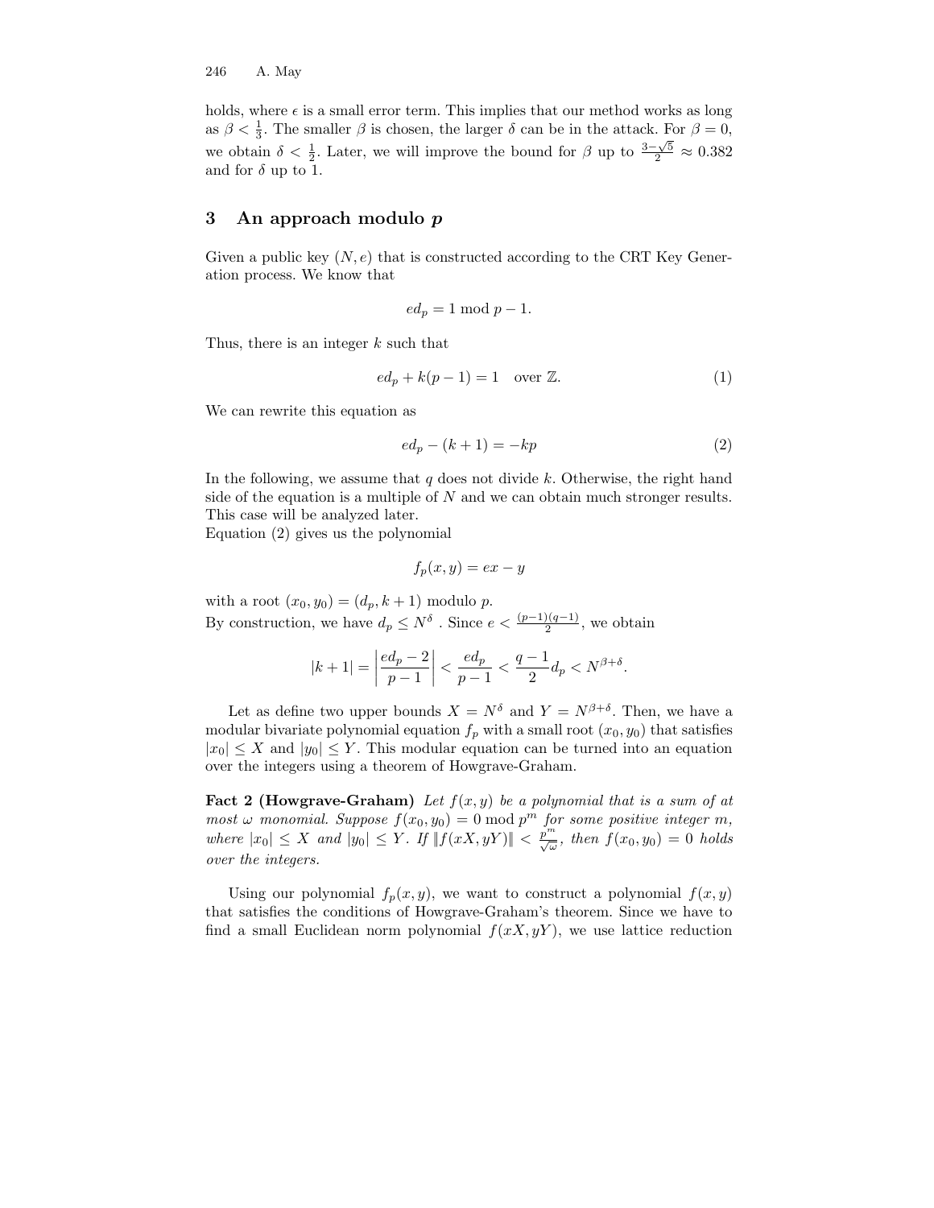holds, where $\epsilon$ is a small error term. This implies that our method works as long as $\beta < \frac{1}{3}$. The smaller $\beta$ is chosen, the larger $\delta$ can be in the attack. For $\beta = 0$, we obtain $\delta < \frac{1}{2}$. Later, we will improve the bound for $\beta$ up to $\frac{3-\sqrt{5}}{2} \approx 0.382$ and for $\delta$ up to 1.

## 3 An approach modulo $p$

Given a public key $(N, e)$ that is constructed according to the CRT Key Generation process. We know that

$$ed_p = 1 \bmod p - 1.$$

Thus, there is an integer $k$ such that

$$ed_p + k(p-1) = 1 \quad \text{over } \mathbb{Z}. \tag{1}$$

We can rewrite this equation as

$$ed_p - (k+1) = -kp \tag{2}$$

In the following, we assume that $q$ does not divide $k$. Otherwise, the right hand side of the equation is a multiple of $N$ and we can obtain much stronger results. This case will be analyzed later.
Equation (2) gives us the polynomial

$$f_p(x, y) = ex - y$$

with a root $(x_0, y_0) = (d_p, k+1)$ modulo $p$.
By construction, we have $d_p \leq N^{\delta}$. Since $e < \frac{(p-1)(q-1)}{2}$, we obtain

$$|k+1| = \left| \frac{ed_p - 2}{p-1} \right| < \frac{ed_p}{p-1} < \frac{q-1}{2} d_p < N^{\beta+\delta}.$$

Let as define two upper bounds $X = N^{\delta}$ and $Y = N^{\beta+\delta}$. Then, we have a modular bivariate polynomial equation $f_p$ with a small root $(x_0, y_0)$ that satisfies $|x_0| \leq X$ and $|y_0| \leq Y$. This modular equation can be turned into an equation over the integers using a theorem of Howgrave-Graham.

**Fact 2 (Howgrave-Graham)** *Let $f(x, y)$ be a polynomial that is a sum of at most $\omega$ monomial. Suppose $f(x_0, y_0) = 0 \bmod p^m$ for some positive integer $m$, where $|x_0| \leq X$ and $|y_0| \leq Y$. If $\|f(xX, yY)\| < \frac{p^m}{\sqrt{\omega}}$, then $f(x_0, y_0) = 0$ holds over the integers.*

Using our polynomial $f_p(x, y)$, we want to construct a polynomial $f(x, y)$ that satisfies the conditions of Howgrave-Graham's theorem. Since we have to find a small Euclidean norm polynomial $f(xX, yY)$, we use lattice reduction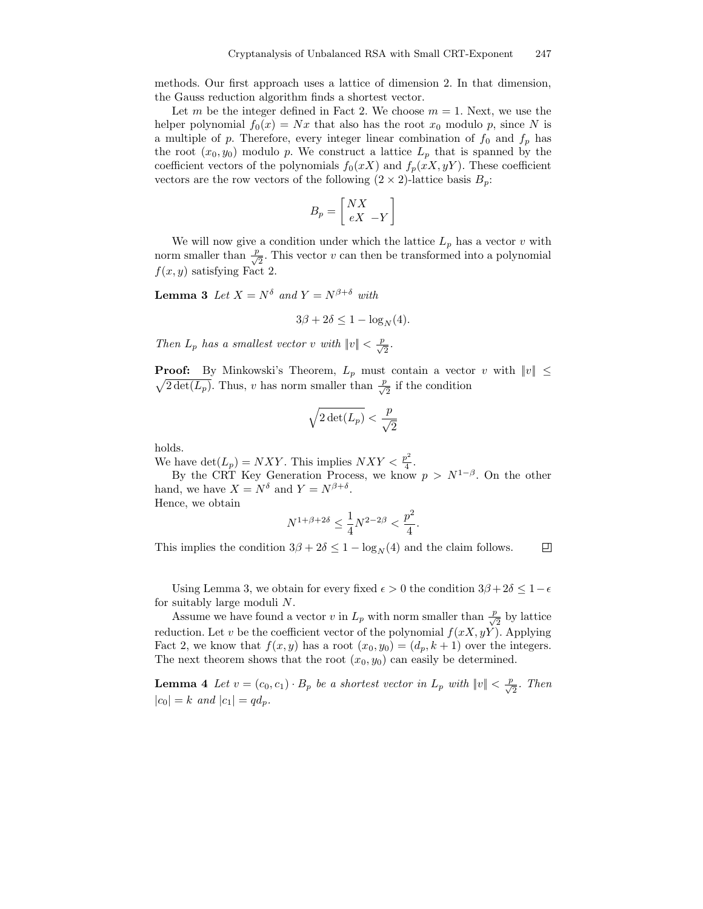methods. Our first approach uses a lattice of dimension 2. In that dimension, the Gauss reduction algorithm finds a shortest vector.

Let $m$ be the integer defined in Fact 2. We choose $m = 1$. Next, we use the helper polynomial $f_0(x) = Nx$ that also has the root $x_0$ modulo $p$, since $N$ is a multiple of $p$. Therefore, every integer linear combination of $f_0$ and $f_p$ has the root $(x_0, y_0)$ modulo $p$. We construct a lattice $L_p$ that is spanned by the coefficient vectors of the polynomials $f_0(xX)$ and $f_p(xX, yY)$. These coefficient vectors are the row vectors of the following $(2 \times 2)$-lattice basis $B_p$:

$$B_p = \begin{bmatrix} NX & \\ eX & -Y \end{bmatrix}$$

We will now give a condition under which the lattice $L_p$ has a vector $v$ with norm smaller than $\frac{p}{\sqrt{2}}$. This vector $v$ can then be transformed into a polynomial $f(x, y)$ satisfying Fact 2.

**Lemma 3** *Let $X = N^{\delta}$ and $Y = N^{\beta+\delta}$ with*

$$3\beta + 2\delta \leq 1 - \log_N(4).$$

*Then $L_p$ has a smallest vector $v$ with $\|v\| < \frac{p}{\sqrt{2}}$.*

**Proof:** By Minkowski's Theorem, $L_p$ must contain a vector $v$ with $\|v\| \leq \sqrt{2\det(L_p)}$. Thus, $v$ has norm smaller than $\frac{p}{\sqrt{2}}$ if the condition

$$\sqrt{2\det(L_p)} < \frac{p}{\sqrt{2}}$$

holds.
We have $\det(L_p) = NXY$. This implies $NXY < \frac{p^2}{4}$.

By the CRT Key Generation Process, we know $p > N^{1-\beta}$. On the other hand, we have $X = N^{\delta}$ and $Y = N^{\beta+\delta}$.
Hence, we obtain

$$N^{1+\beta+2\delta} \leq \frac{1}{4} N^{2-2\beta} < \frac{p^2}{4}.$$

This implies the condition $3\beta + 2\delta \leq 1 - \log_N(4)$ and the claim follows. □

Using Lemma 3, we obtain for every fixed $\epsilon > 0$ the condition $3\beta + 2\delta \leq 1 - \epsilon$ for suitably large moduli $N$.

Assume we have found a vector $v$ in $L_p$ with norm smaller than $\frac{p}{\sqrt{2}}$ by lattice reduction. Let $v$ be the coefficient vector of the polynomial $f(xX, yY)$. Applying Fact 2, we know that $f(x, y)$ has a root $(x_0, y_0) = (d_p, k + 1)$ over the integers. The next theorem shows that the root $(x_0, y_0)$ can easily be determined.

**Lemma 4** *Let $v = (c_0, c_1) \cdot B_p$ be a shortest vector in $L_p$ with $\|v\| < \frac{p}{\sqrt{2}}$. Then $|c_0| = k$ and $|c_1| = qd_p$.*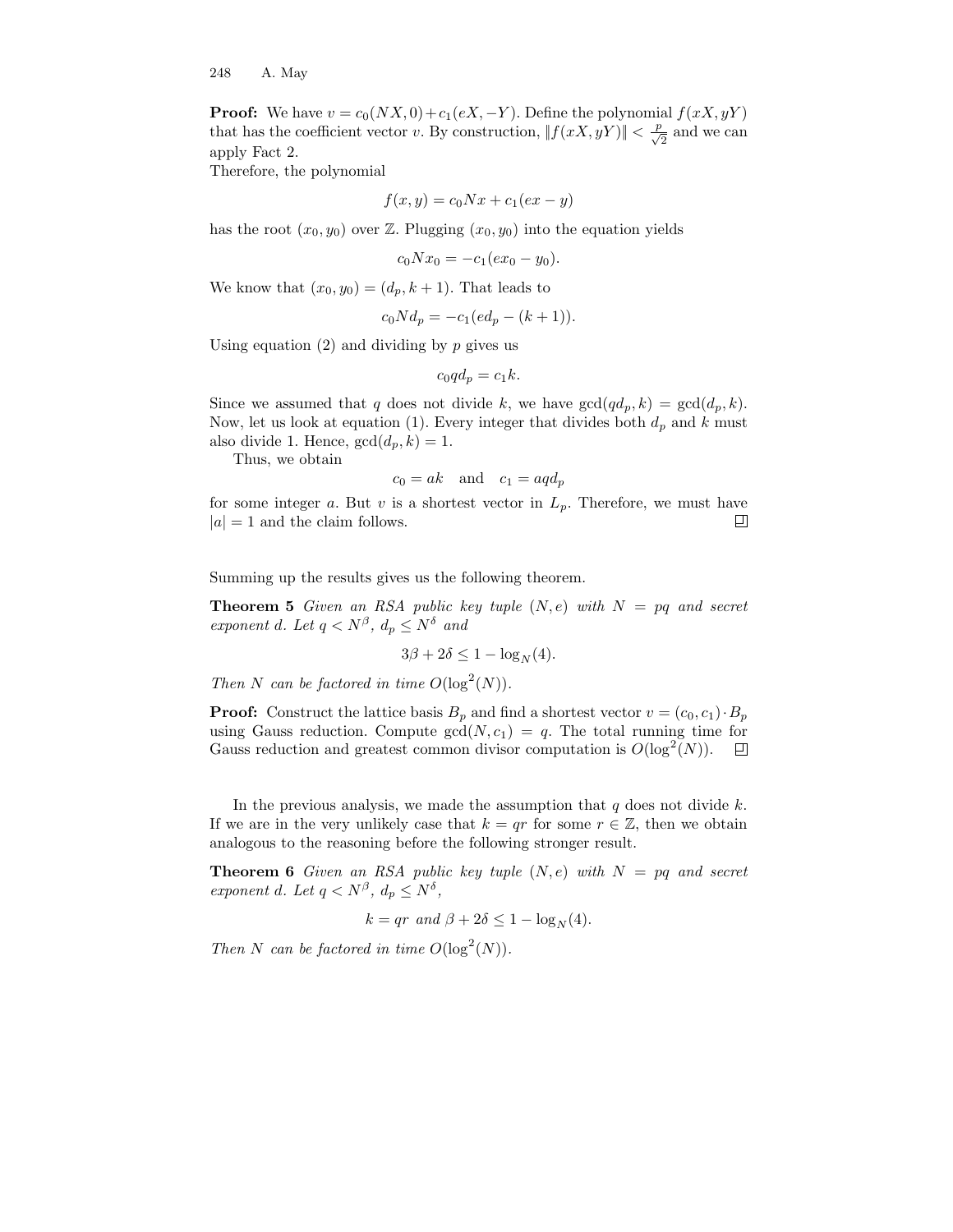**Proof:** We have $v = c_0(NX, 0) + c_1(eX, -Y)$. Define the polynomial $f(xX, yY)$ that has the coefficient vector $v$. By construction, $\|f(xX, yY)\| < \frac{p}{\sqrt{2}}$ and we can apply Fact 2.
Therefore, the polynomial

$$f(x, y) = c_0 N x + c_1(ex - y)$$

has the root $(x_0, y_0)$ over $\mathbb{Z}$. Plugging $(x_0, y_0)$ into the equation yields

$$c_0 N x_0 = -c_1(e x_0 - y_0).$$

We know that $(x_0, y_0) = (d_p, k+1)$. That leads to

$$c_0 N d_p = -c_1(e d_p - (k+1)).$$

Using equation (2) and dividing by $p$ gives us

$$c_0 q d_p = c_1 k.$$

Since we assumed that $q$ does not divide $k$, we have $\gcd(q d_p, k) = \gcd(d_p, k)$. Now, let us look at equation (1). Every integer that divides both $d_p$ and $k$ must also divide 1. Hence, $\gcd(d_p, k) = 1$.

Thus, we obtain

$$c_0 = ak \quad \text{and} \quad c_1 = a q d_p$$

for some integer $a$. But $v$ is a shortest vector in $L_p$. Therefore, we must have $|a| = 1$ and the claim follows. □

Summing up the results gives us the following theorem.

**Theorem 5** *Given an RSA public key tuple $(N, e)$ with $N = pq$ and secret exponent $d$. Let $q < N^\beta$, $d_p \le N^\delta$ and*

$$3\beta + 2\delta \le 1 - \log_N(4).$$

*Then $N$ can be factored in time $O(\log^2(N))$.*

**Proof:** Construct the lattice basis $B_p$ and find a shortest vector $v = (c_0, c_1) \cdot B_p$ using Gauss reduction. Compute $\gcd(N, c_1) = q$. The total running time for Gauss reduction and greatest common divisor computation is $O(\log^2(N))$. □

In the previous analysis, we made the assumption that $q$ does not divide $k$. If we are in the very unlikely case that $k = qr$ for some $r \in \mathbb{Z}$, then we obtain analogous to the reasoning before the following stronger result.

**Theorem 6** *Given an RSA public key tuple $(N, e)$ with $N = pq$ and secret exponent $d$. Let $q < N^\beta$, $d_p \le N^\delta$,*

$$k = qr \text{ and } \beta + 2\delta \le 1 - \log_N(4).$$

*Then $N$ can be factored in time $O(\log^2(N))$.*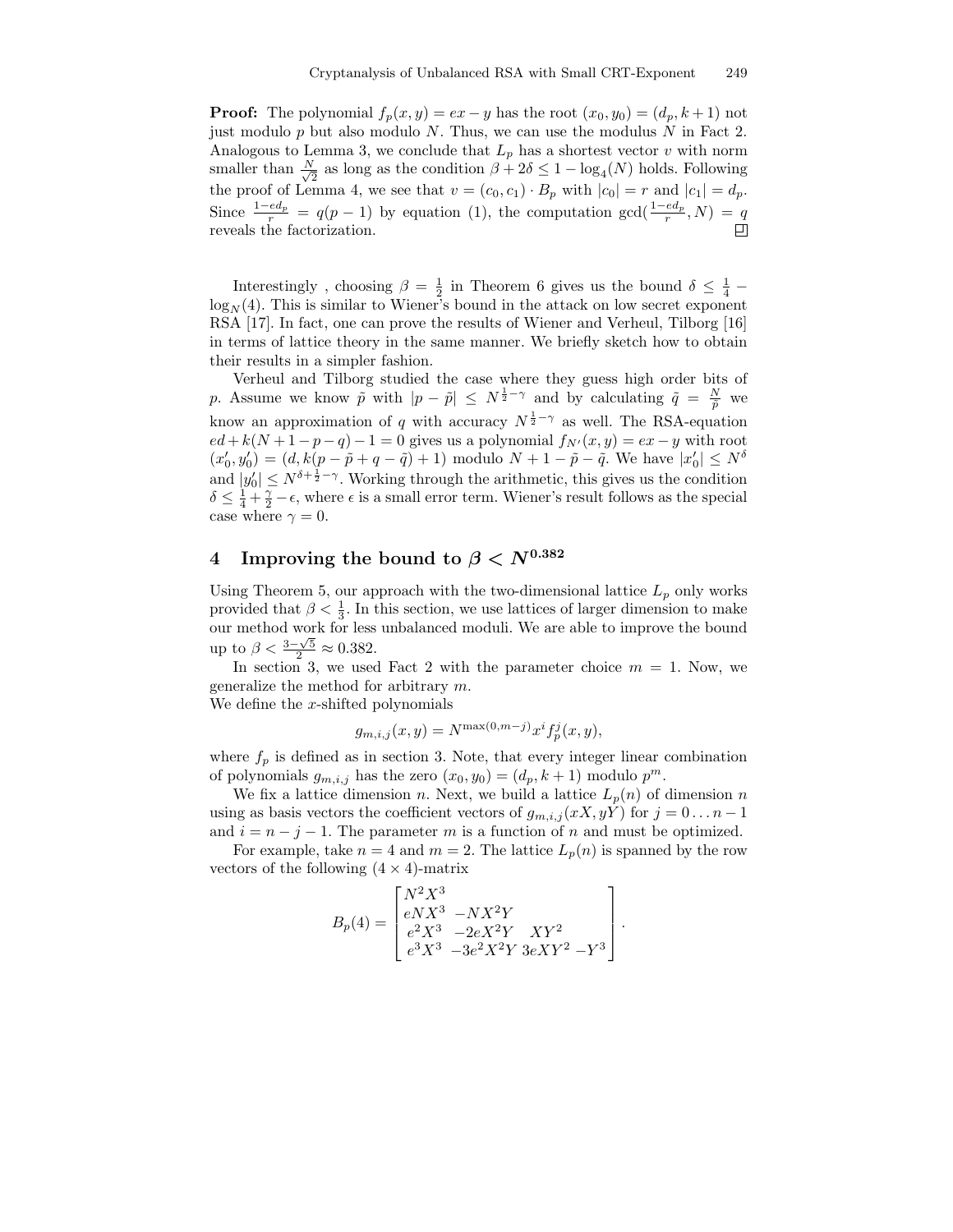**Proof:** The polynomial $f_p(x, y) = ex - y$ has the root $(x_0, y_0) = (d_p, k+1)$ not just modulo $p$ but also modulo $N$. Thus, we can use the modulus $N$ in Fact 2. Analogous to Lemma 3, we conclude that $L_p$ has a shortest vector $v$ with norm smaller than $\frac{N}{\sqrt{2}}$ as long as the condition $\beta + 2\delta \leq 1 - \log_4(N)$ holds. Following the proof of Lemma 4, we see that $v = (c_0, c_1) \cdot B_p$ with $|c_0| = r$ and $|c_1| = d_p$. Since $\frac{1-ed_p}{r} = q(p-1)$ by equation (1), the computation $\gcd(\frac{1-ed_p}{r}, N) = q$ reveals the factorization. □

Interestingly , choosing $\beta = \frac{1}{2}$ in Theorem 6 gives us the bound $\delta \leq \frac{1}{4} - \log_N(4)$. This is similar to Wiener's bound in the attack on low secret exponent RSA [17]. In fact, one can prove the results of Wiener and Verheul, Tilborg [16] in terms of lattice theory in the same manner. We briefly sketch how to obtain their results in a simpler fashion.

Verheul and Tilborg studied the case where they guess high order bits of $p$. Assume we know $\tilde{p}$ with $|p - \tilde{p}| \leq N^{\frac{1}{2}-\gamma}$ and by calculating $\tilde{q} = \frac{N}{\tilde{p}}$ we know an approximation of $q$ with accuracy $N^{\frac{1}{2}-\gamma}$ as well. The RSA-equation $ed + k(N+1-p-q) - 1 = 0$ gives us a polynomial $f_{N'}(x, y) = ex - y$ with root $(x'_0, y'_0) = (d, k(p - \tilde{p} + q - \tilde{q}) + 1)$ modulo $N + 1 - \tilde{p} - \tilde{q}$. We have $|x'_0| \leq N^{\delta}$ and $|y'_0| \leq N^{\delta + \frac{1}{2} - \gamma}$. Working through the arithmetic, this gives us the condition $\delta \leq \frac{1}{4} + \frac{\gamma}{2} - \epsilon$, where $\epsilon$ is a small error term. Wiener's result follows as the special case where $\gamma = 0$.

## 4 Improving the bound to $\beta < N^{0.382}$

Using Theorem 5, our approach with the two-dimensional lattice $L_p$ only works provided that $\beta < \frac{1}{3}$. In this section, we use lattices of larger dimension to make our method work for less unbalanced moduli. We are able to improve the bound up to $\beta < \frac{3-\sqrt{5}}{2} \approx 0.382$.

In section 3, we used Fact 2 with the parameter choice $m = 1$. Now, we generalize the method for arbitrary $m$.
We define the $x$-shifted polynomials

$$g_{m,i,j}(x, y) = N^{\max(0, m-j)} x^i f_p^j(x, y),$$

where $f_p$ is defined as in section 3. Note, that every integer linear combination of polynomials $g_{m,i,j}$ has the zero $(x_0, y_0) = (d_p, k+1)$ modulo $p^m$.

We fix a lattice dimension $n$. Next, we build a lattice $L_p(n)$ of dimension $n$ using as basis vectors the coefficient vectors of $g_{m,i,j}(xX, yY)$ for $j = 0 \ldots n-1$ and $i = n - j - 1$. The parameter $m$ is a function of $n$ and must be optimized.

For example, take $n = 4$ and $m = 2$. The lattice $L_p(n)$ is spanned by the row vectors of the following $(4 \times 4)$-matrix

$$B_p(4) = \begin{bmatrix} N^2X^3 & & & \\ eNX^3 & -NX^2Y & & \\ e^2X^3 & -2eX^2Y & XY^2 & \\ e^3X^3 & -3e^2X^2Y & 3eXY^2 & -Y^3 \end{bmatrix}.$$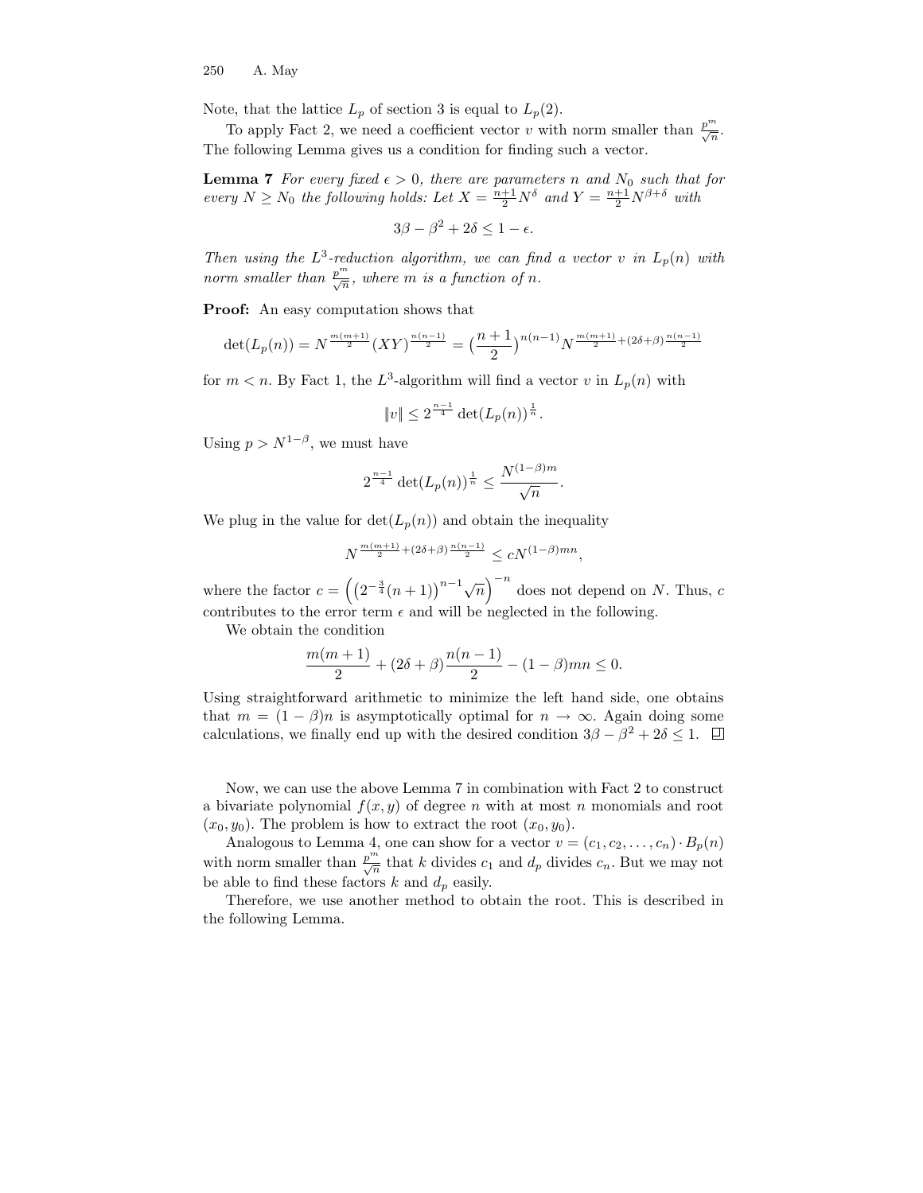Note, that the lattice $L_p$ of section 3 is equal to $L_p(2)$.

To apply Fact 2, we need a coefficient vector $v$ with norm smaller than $\frac{p^m}{\sqrt{n}}$. The following Lemma gives us a condition for finding such a vector.

**Lemma 7** *For every fixed $\epsilon > 0$, there are parameters $n$ and $N_0$ such that for every $N \geq N_0$ the following holds: Let $X = \frac{n+1}{2}N^{\delta}$ and $Y = \frac{n+1}{2}N^{\beta+\delta}$ with*

$$3\beta - \beta^2 + 2\delta \leq 1 - \epsilon.$$

*Then using the $L^3$-reduction algorithm, we can find a vector $v$ in $L_p(n)$ with norm smaller than $\frac{p^m}{\sqrt{n}}$, where $m$ is a function of $n$.*

**Proof:** An easy computation shows that

$$\det(L_p(n)) = N^{\frac{m(m+1)}{2}}(XY)^{\frac{n(n-1)}{2}} = \big(\frac{n+1}{2}\big)^{n(n-1)} N^{\frac{m(m+1)}{2}+(2\delta+\beta)\frac{n(n-1)}{2}}$$

for $m < n$. By Fact 1, the $L^3$-algorithm will find a vector $v$ in $L_p(n)$ with

$$\|v\| \leq 2^{\frac{n-1}{4}} \det(L_p(n))^{\frac{1}{n}}.$$

Using $p > N^{1-\beta}$, we must have

$$2^{\frac{n-1}{4}} \det(L_p(n))^{\frac{1}{n}} \leq \frac{N^{(1-\beta)m}}{\sqrt{n}}.$$

We plug in the value for $\det(L_p(n))$ and obtain the inequality

$$N^{\frac{m(m+1)}{2}+(2\delta+\beta)\frac{n(n-1)}{2}} \leq cN^{(1-\beta)mn},$$

where the factor $c = \left(\left(2^{-\frac{3}{4}}(n+1)\right)^{n-1}\sqrt{n}\right)^{-n}$ does not depend on $N$. Thus, $c$ contributes to the error term $\epsilon$ and will be neglected in the following.

We obtain the condition

$$\frac{m(m+1)}{2} + (2\delta + \beta)\frac{n(n-1)}{2} - (1-\beta)mn \leq 0.$$

Using straightforward arithmetic to minimize the left hand side, one obtains that $m = (1-\beta)n$ is asymptotically optimal for $n \to \infty$. Again doing some calculations, we finally end up with the desired condition $3\beta - \beta^2 + 2\delta \leq 1$. □

Now, we can use the above Lemma 7 in combination with Fact 2 to construct a bivariate polynomial $f(x, y)$ of degree $n$ with at most $n$ monomials and root $(x_0, y_0)$. The problem is how to extract the root $(x_0, y_0)$.

Analogous to Lemma 4, one can show for a vector $v = (c_1, c_2, \ldots, c_n) \cdot B_p(n)$ with norm smaller than $\frac{p^m}{\sqrt{n}}$ that $k$ divides $c_1$ and $d_p$ divides $c_n$. But we may not be able to find these factors $k$ and $d_p$ easily.

Therefore, we use another method to obtain the root. This is described in the following Lemma.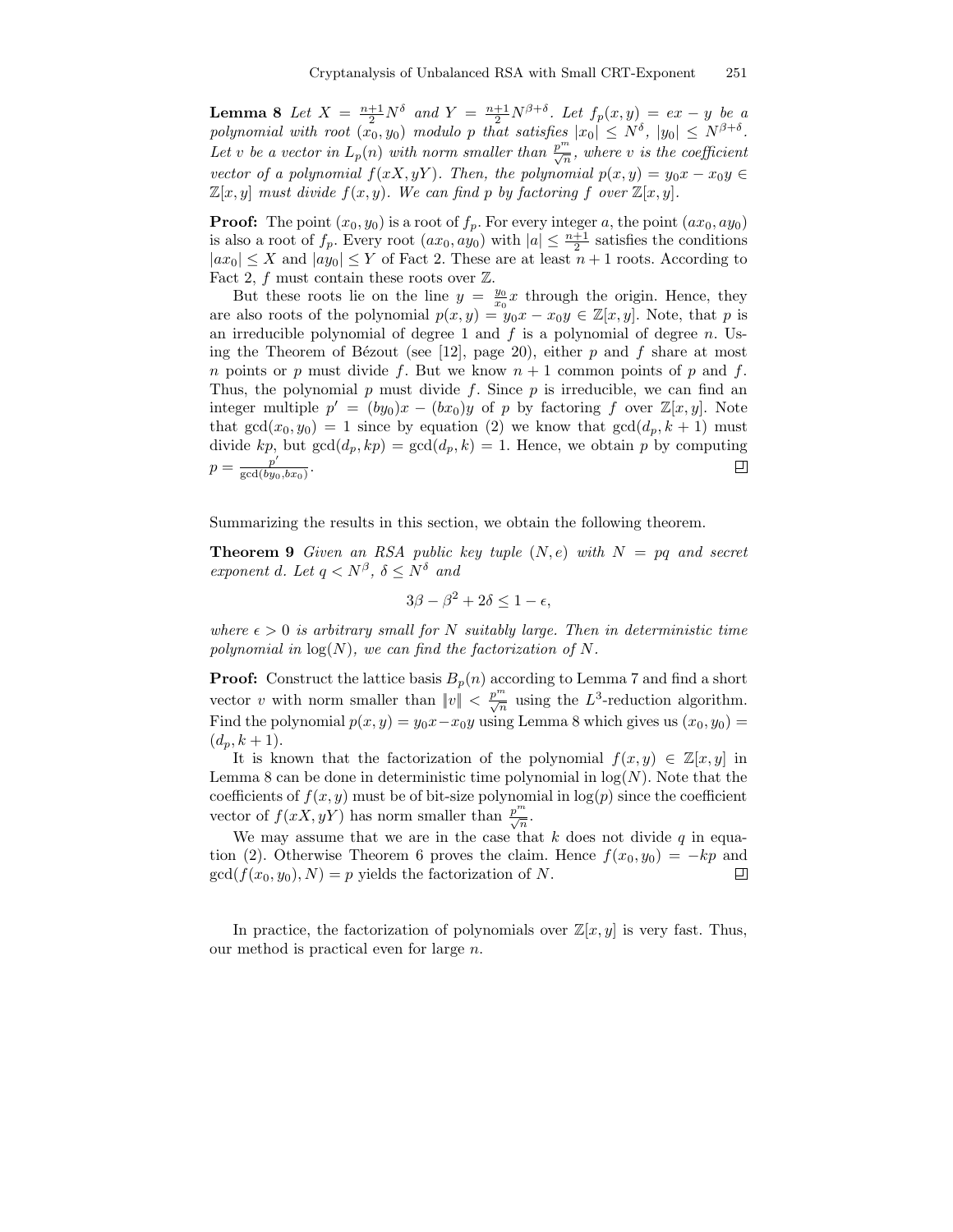**Lemma 8** *Let $X = \frac{n+1}{2}N^\delta$ and $Y = \frac{n+1}{2}N^{\beta+\delta}$. Let $f_p(x,y) = ex - y$ be a polynomial with root $(x_0, y_0)$ modulo $p$ that satisfies $|x_0| \le N^\delta$, $|y_0| \le N^{\beta+\delta}$. Let $v$ be a vector in $L_p(n)$ with norm smaller than $\frac{p^m}{\sqrt{n}}$, where $v$ is the coefficient vector of a polynomial $f(xX, yY)$. Then, the polynomial $p(x,y) = y_0 x - x_0 y \in \mathbb{Z}[x,y]$ must divide $f(x,y)$. We can find $p$ by factoring $f$ over $\mathbb{Z}[x,y]$.*

**Proof:** The point $(x_0, y_0)$ is a root of $f_p$. For every integer $a$, the point $(ax_0, ay_0)$ is also a root of $f_p$. Every root $(ax_0, ay_0)$ with $|a| \le \frac{n+1}{2}$ satisfies the conditions $|ax_0| \le X$ and $|ay_0| \le Y$ of Fact 2. These are at least $n+1$ roots. According to Fact 2, $f$ must contain these roots over $\mathbb{Z}$.

But these roots lie on the line $y = \frac{y_0}{x_0}x$ through the origin. Hence, they are also roots of the polynomial $p(x,y) = y_0 x - x_0 y \in \mathbb{Z}[x,y]$. Note, that $p$ is an irreducible polynomial of degree 1 and $f$ is a polynomial of degree $n$. Using the Theorem of Bézout (see [12], page 20), either $p$ and $f$ share at most $n$ points or $p$ must divide $f$. But we know $n+1$ common points of $p$ and $f$. Thus, the polynomial $p$ must divide $f$. Since $p$ is irreducible, we can find an integer multiple $p' = (by_0)x - (bx_0)y$ of $p$ by factoring $f$ over $\mathbb{Z}[x,y]$. Note that $\gcd(x_0, y_0) = 1$ since by equation (2) we know that $\gcd(d_p, k+1)$ must divide $kp$, but $\gcd(d_p, kp) = \gcd(d_p, k) = 1$. Hence, we obtain $p$ by computing $p = \frac{p'}{\gcd(by_0, bx_0)}$. □

Summarizing the results in this section, we obtain the following theorem.

**Theorem 9** *Given an RSA public key tuple $(N, e)$ with $N = pq$ and secret exponent $d$. Let $q < N^\beta$, $\delta \le N^\delta$ and*

$$3\beta - \beta^2 + 2\delta \le 1 - \epsilon,$$

*where $\epsilon > 0$ is arbitrary small for $N$ suitably large. Then in deterministic time polynomial in $\log(N)$, we can find the factorization of $N$.*

**Proof:** Construct the lattice basis $B_p(n)$ according to Lemma 7 and find a short vector $v$ with norm smaller than $\|v\| < \frac{p^m}{\sqrt{n}}$ using the $L^3$-reduction algorithm. Find the polynomial $p(x,y) = y_0 x - x_0 y$ using Lemma 8 which gives us $(x_0, y_0) = (d_p, k+1)$.

It is known that the factorization of the polynomial $f(x,y) \in \mathbb{Z}[x,y]$ in Lemma 8 can be done in deterministic time polynomial in $\log(N)$. Note that the coefficients of $f(x,y)$ must be of bit-size polynomial in $\log(p)$ since the coefficient vector of $f(xX, yY)$ has norm smaller than $\frac{p^m}{\sqrt{n}}$.

We may assume that we are in the case that $k$ does not divide $q$ in equation (2). Otherwise Theorem 6 proves the claim. Hence $f(x_0, y_0) = -kp$ and $\gcd(f(x_0, y_0), N) = p$ yields the factorization of $N$. □

In practice, the factorization of polynomials over $\mathbb{Z}[x,y]$ is very fast. Thus, our method is practical even for large $n$.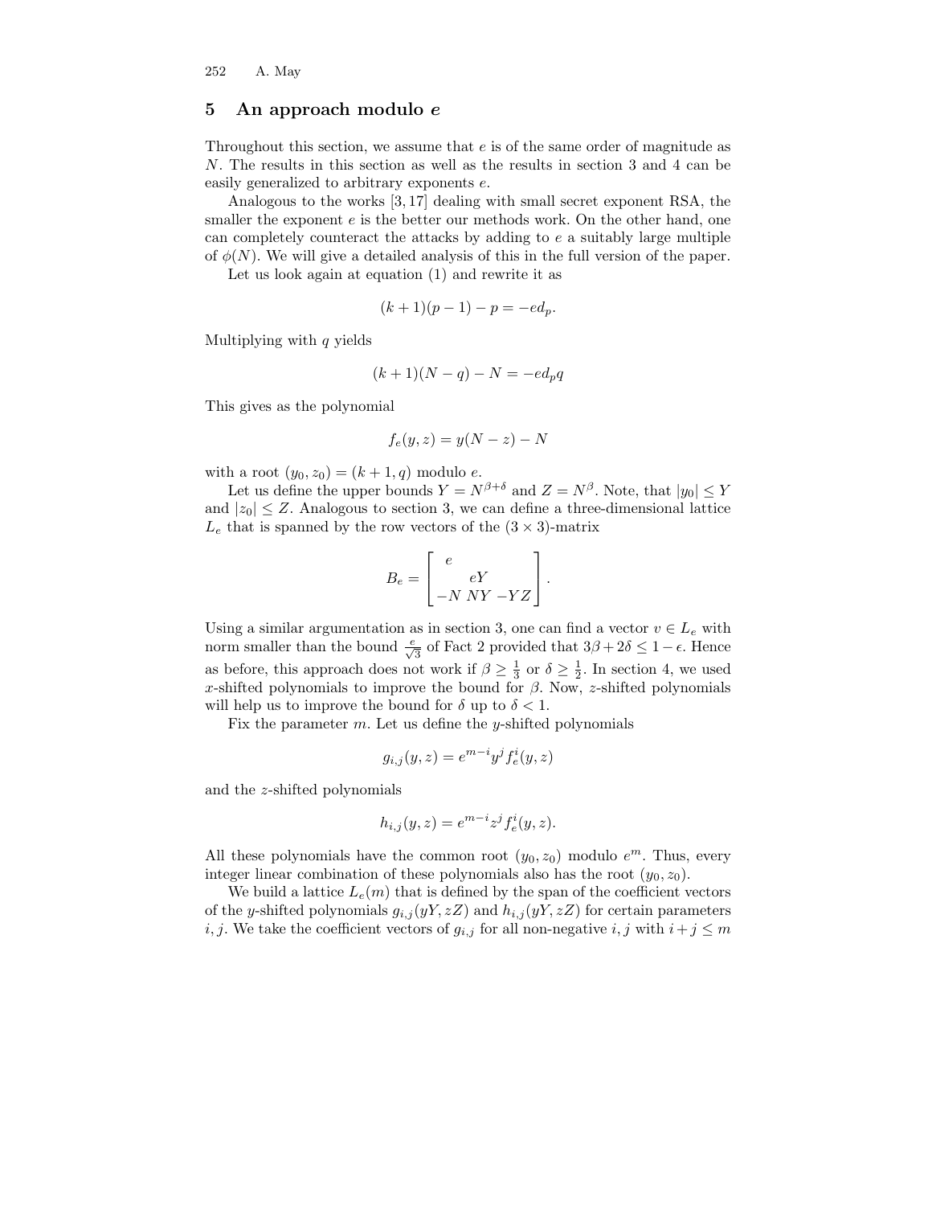## 5 An approach modulo $e$

Throughout this section, we assume that $e$ is of the same order of magnitude as $N$. The results in this section as well as the results in section 3 and 4 can be easily generalized to arbitrary exponents $e$.

Analogous to the works [3, 17] dealing with small secret exponent RSA, the smaller the exponent $e$ is the better our methods work. On the other hand, one can completely counteract the attacks by adding to $e$ a suitably large multiple of $\phi(N)$. We will give a detailed analysis of this in the full version of the paper.

Let us look again at equation (1) and rewrite it as

$$(k+1)(p-1) - p = -ed_p.$$

Multiplying with $q$ yields

$$(k+1)(N-q) - N = -ed_p q$$

This gives as the polynomial

$$f_e(y,z) = y(N-z) - N$$

with a root $(y_0, z_0) = (k+1, q)$ modulo $e$.

Let us define the upper bounds $Y = N^{\beta+\delta}$ and $Z = N^{\beta}$. Note, that $|y_0| \leq Y$ and $|z_0| \leq Z$. Analogous to section 3, we can define a three-dimensional lattice $L_e$ that is spanned by the row vectors of the $(3 \times 3)$-matrix

$$B_e = \begin{bmatrix} e & & \\ & eY & \\ -N & NY & -YZ \end{bmatrix}.$$

Using a similar argumentation as in section 3, one can find a vector $v \in L_e$ with norm smaller than the bound $\frac{e}{\sqrt{3}}$ of Fact 2 provided that $3\beta + 2\delta \leq 1 - \epsilon$. Hence as before, this approach does not work if $\beta \geq \frac{1}{3}$ or $\delta \geq \frac{1}{2}$. In section 4, we used $x$-shifted polynomials to improve the bound for $\beta$. Now, $z$-shifted polynomials will help us to improve the bound for $\delta$ up to $\delta < 1$.

Fix the parameter $m$. Let us define the $y$-shifted polynomials

$$g_{i,j}(y,z) = e^{m-i} y^j f_e^i(y,z)$$

and the $z$-shifted polynomials

$$h_{i,j}(y,z) = e^{m-i} z^j f_e^i(y,z).$$

All these polynomials have the common root $(y_0, z_0)$ modulo $e^m$. Thus, every integer linear combination of these polynomials also has the root $(y_0, z_0)$.

We build a lattice $L_e(m)$ that is defined by the span of the coefficient vectors of the $y$-shifted polynomials $g_{i,j}(yY, zZ)$ and $h_{i,j}(yY, zZ)$ for certain parameters $i, j$. We take the coefficient vectors of $g_{i,j}$ for all non-negative $i, j$ with $i + j \leq m$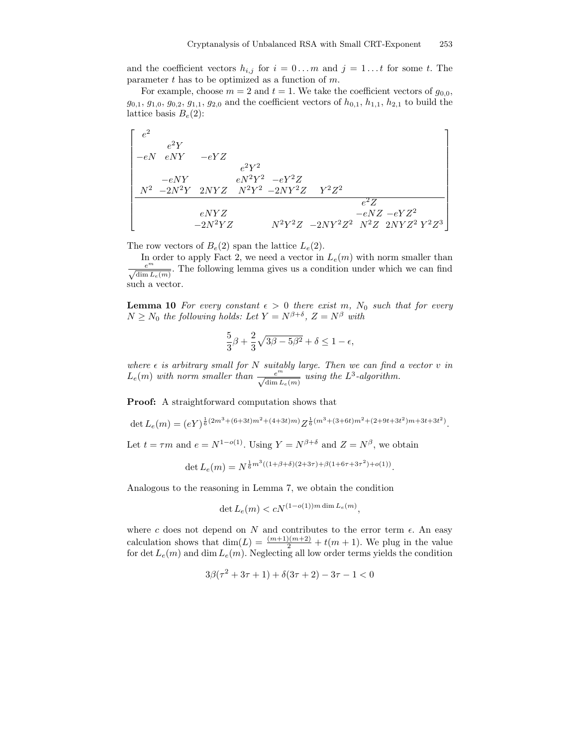and the coefficient vectors $h_{i,j}$ for $i = 0 \ldots m$ and $j = 1 \ldots t$ for some $t$. The parameter $t$ has to be optimized as a function of $m$.

For example, choose $m = 2$ and $t = 1$. We take the coefficient vectors of $g_{0,0}$, $g_{0,1}$, $g_{1,0}$, $g_{0,2}$, $g_{1,1}$, $g_{2,0}$ and the coefficient vectors of $h_{0,1}$, $h_{1,1}$, $h_{2,1}$ to build the lattice basis $B_e(2)$:

$$
\left[\begin{array}{ccccccccc}
e^2 & & & & & & & & \\
 & e^2Y & & & & & & & \\
-eN & eNY & -eYZ & & & & & & \\
 & & & e^2Y^2 & & & & & \\
 & -eNY & & eN^2Y^2 & -eY^2Z & & & & \\
N^2 & -2N^2Y & 2NYZ & N^2Y^2 & -2NY^2Z & Y^2Z^2 & & & \\
\hline
 & & & & & & e^2Z & & \\
 & & eNYZ & & & & -eNZ & -eYZ^2 & \\
 & & -2N^2YZ & & N^2Y^2Z & -2NY^2Z^2 & N^2Z & 2NYZ^2 & Y^2Z^3
\end{array}\right]
$$

The row vectors of $B_e(2)$ span the lattice $L_e(2)$.

In order to apply Fact 2, we need a vector in $L_e(m)$ with norm smaller than $\frac{e^m}{\sqrt{\dim L_e(m)}}$. The following lemma gives us a condition under which we can find such a vector.

**Lemma 10** *For every constant $\epsilon > 0$ there exist $m$, $N_0$ such that for every $N \geq N_0$ the following holds: Let $Y = N^{\beta+\delta}$, $Z = N^{\beta}$ with*

$$\frac{5}{3}\beta + \frac{2}{3}\sqrt{3\beta - 5\beta^2} + \delta \leq 1 - \epsilon,$$

*where $\epsilon$ is arbitrary small for $N$ suitably large. Then we can find a vector $v$ in $L_e(m)$ with norm smaller than $\frac{e^m}{\sqrt{\dim L_e(m)}}$ using the $L^3$-algorithm.*

**Proof:** A straightforward computation shows that

$$\det L_e(m) = (eY)^{\frac{1}{6}(2m^3+(6+3t)m^2+(4+3t)m)} Z^{\frac{1}{6}(m^3+(3+6t)m^2+(2+9t+3t^2)m+3t+3t^2)}.$$

Let $t = \tau m$ and $e = N^{1-o(1)}$. Using $Y = N^{\beta+\delta}$ and $Z = N^{\beta}$, we obtain

$$\det L_e(m) = N^{\frac{1}{6}m^3((1+\beta+\delta)(2+3\tau)+\beta(1+6\tau+3\tau^2)+o(1))}.$$

Analogous to the reasoning in Lemma 7, we obtain the condition

$$\det L_e(m) < cN^{(1-o(1))m \dim L_e(m)},$$

where $c$ does not depend on $N$ and contributes to the error term $\epsilon$. An easy calculation shows that $\dim(L) = \frac{(m+1)(m+2)}{2} + t(m+1)$. We plug in the value for $\det L_e(m)$ and $\dim L_e(m)$. Neglecting all low order terms yields the condition

$$3\beta(\tau^2 + 3\tau + 1) + \delta(3\tau + 2) - 3\tau - 1 < 0$$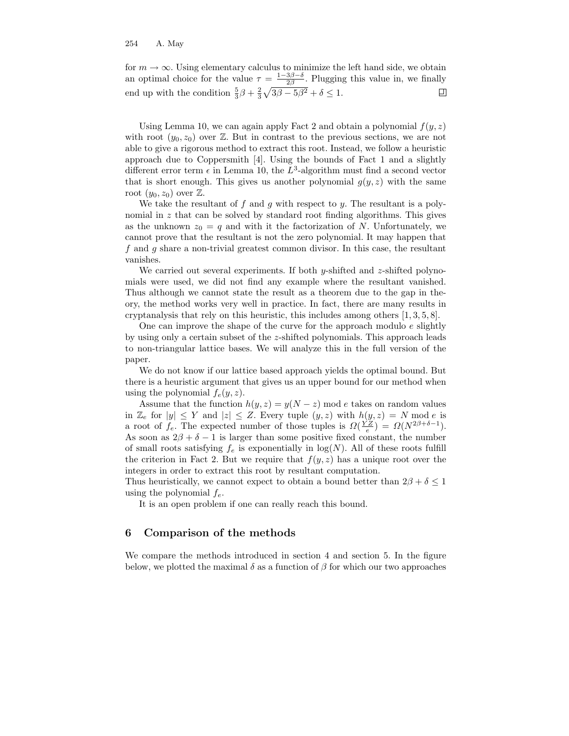for $m \to \infty$. Using elementary calculus to minimize the left hand side, we obtain an optimal choice for the value $\tau = \frac{1-3\beta-\delta}{2\beta}$. Plugging this value in, we finally end up with the condition $\frac{5}{3}\beta + \frac{2}{3}\sqrt{3\beta - 5\beta^2} + \delta \leq 1$. □

Using Lemma 10, we can again apply Fact 2 and obtain a polynomial $f(y, z)$ with root $(y_0, z_0)$ over $\mathbb{Z}$. But in contrast to the previous sections, we are not able to give a rigorous method to extract this root. Instead, we follow a heuristic approach due to Coppersmith [4]. Using the bounds of Fact 1 and a slightly different error term $\epsilon$ in Lemma 10, the $L^3$-algorithm must find a second vector that is short enough. This gives us another polynomial $g(y, z)$ with the same root $(y_0, z_0)$ over $\mathbb{Z}$.

We take the resultant of $f$ and $g$ with respect to $y$. The resultant is a polynomial in $z$ that can be solved by standard root finding algorithms. This gives as the unknown $z_0 = q$ and with it the factorization of $N$. Unfortunately, we cannot prove that the resultant is not the zero polynomial. It may happen that $f$ and $g$ share a non-trivial greatest common divisor. In this case, the resultant vanishes.

We carried out several experiments. If both $y$-shifted and $z$-shifted polynomials were used, we did not find any example where the resultant vanished. Thus although we cannot state the result as a theorem due to the gap in theory, the method works very well in practice. In fact, there are many results in cryptanalysis that rely on this heuristic, this includes among others [1, 3, 5, 8].

One can improve the shape of the curve for the approach modulo $e$ slightly by using only a certain subset of the $z$-shifted polynomials. This approach leads to non-triangular lattice bases. We will analyze this in the full version of the paper.

We do not know if our lattice based approach yields the optimal bound. But there is a heuristic argument that gives us an upper bound for our method when using the polynomial $f_e(y, z)$.

Assume that the function $h(y, z) = y(N - z) \bmod e$ takes on random values in $\mathbb{Z}_e$ for $|y| \leq Y$ and $|z| \leq Z$. Every tuple $(y, z)$ with $h(y, z) = N \bmod e$ is a root of $f_e$. The expected number of those tuples is $\Omega(\frac{YZ}{e}) = \Omega(N^{2\beta+\delta-1})$. As soon as $2\beta + \delta - 1$ is larger than some positive fixed constant, the number of small roots satisfying $f_e$ is exponentially in $\log(N)$. All of these roots fulfill the criterion in Fact 2. But we require that $f(y, z)$ has a unique root over the integers in order to extract this root by resultant computation.
Thus heuristically, we cannot expect to obtain a bound better than $2\beta + \delta \leq 1$ using the polynomial $f_e$.

It is an open problem if one can really reach this bound.

## 6 Comparison of the methods

We compare the methods introduced in section 4 and section 5. In the figure below, we plotted the maximal $\delta$ as a function of $\beta$ for which our two approaches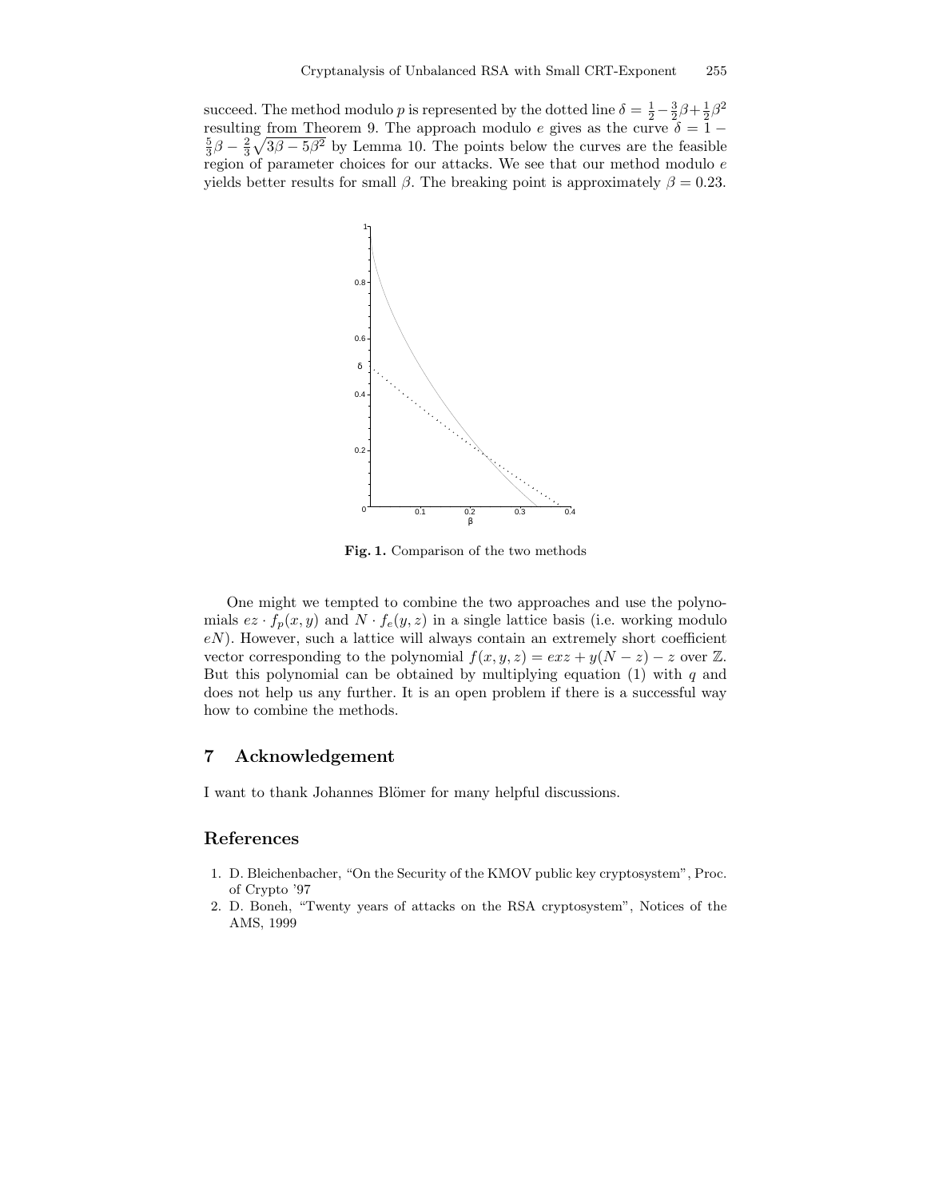succeed. The method modulo $p$ is represented by the dotted line $\delta = \frac{1}{2} - \frac{3}{2}\beta + \frac{1}{2}\beta^2$ resulting from Theorem 9. The approach modulo $e$ gives as the curve $\delta = 1 - \frac{5}{3}\beta - \frac{2}{3}\sqrt{3\beta - 5\beta^2}$ by Lemma 10. The points below the curves are the feasible region of parameter choices for our attacks. We see that our method modulo $e$ yields better results for small $\beta$. The breaking point is approximately $\beta = 0.23$.

**Fig. 1.** Comparison of the two methods

One might we tempted to combine the two approaches and use the polynomials $ez \cdot f_p(x, y)$ and $N \cdot f_e(y, z)$ in a single lattice basis (i.e. working modulo $eN$). However, such a lattice will always contain an extremely short coefficient vector corresponding to the polynomial $f(x, y, z) = exz + y(N - z) - z$ over $\mathbb{Z}$. But this polynomial can be obtained by multiplying equation (1) with $q$ and does not help us any further. It is an open problem if there is a successful way how to combine the methods.

## 7 Acknowledgement

I want to thank Johannes Blömer for many helpful discussions.

## References

1. D. Bleichenbacher, "On the Security of the KMOV public key cryptosystem", Proc. of Crypto '97
2. D. Boneh, "Twenty years of attacks on the RSA cryptosystem", Notices of the AMS, 1999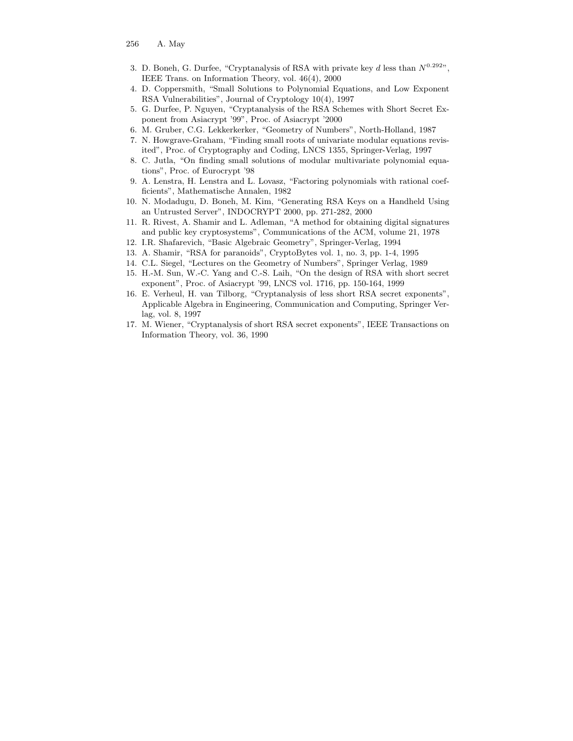3. D. Boneh, G. Durfee, "Cryptanalysis of RSA with private key $d$ less than $N^{0.292}$", IEEE Trans. on Information Theory, vol. 46(4), 2000
4. D. Coppersmith, "Small Solutions to Polynomial Equations, and Low Exponent RSA Vulnerabilities", Journal of Cryptology 10(4), 1997
5. G. Durfee, P. Nguyen, "Cryptanalysis of the RSA Schemes with Short Secret Exponent from Asiacrypt '99", Proc. of Asiacrypt '2000
6. M. Gruber, C.G. Lekkerkerker, "Geometry of Numbers", North-Holland, 1987
7. N. Howgrave-Graham, "Finding small roots of univariate modular equations revisited", Proc. of Cryptography and Coding, LNCS 1355, Springer-Verlag, 1997
8. C. Jutla, "On finding small solutions of modular multivariate polynomial equations", Proc. of Eurocrypt '98
9. A. Lenstra, H. Lenstra and L. Lovasz, "Factoring polynomials with rational coefficients", Mathematische Annalen, 1982
10. N. Modadugu, D. Boneh, M. Kim, "Generating RSA Keys on a Handheld Using an Untrusted Server", INDOCRYPT 2000, pp. 271-282, 2000
11. R. Rivest, A. Shamir and L. Adleman, "A method for obtaining digital signatures and public key cryptosystems", Communications of the ACM, volume 21, 1978
12. I.R. Shafarevich, "Basic Algebraic Geometry", Springer-Verlag, 1994
13. A. Shamir, "RSA for paranoids", CryptoBytes vol. 1, no. 3, pp. 1-4, 1995
14. C.L. Siegel, "Lectures on the Geometry of Numbers", Springer Verlag, 1989
15. H.-M. Sun, W.-C. Yang and C.-S. Laih, "On the design of RSA with short secret exponent", Proc. of Asiacrypt '99, LNCS vol. 1716, pp. 150-164, 1999
16. E. Verheul, H. van Tilborg, "Cryptanalysis of less short RSA secret exponents", Applicable Algebra in Engineering, Communication and Computing, Springer Verlag, vol. 8, 1997
17. M. Wiener, "Cryptanalysis of short RSA secret exponents", IEEE Transactions on Information Theory, vol. 36, 1990